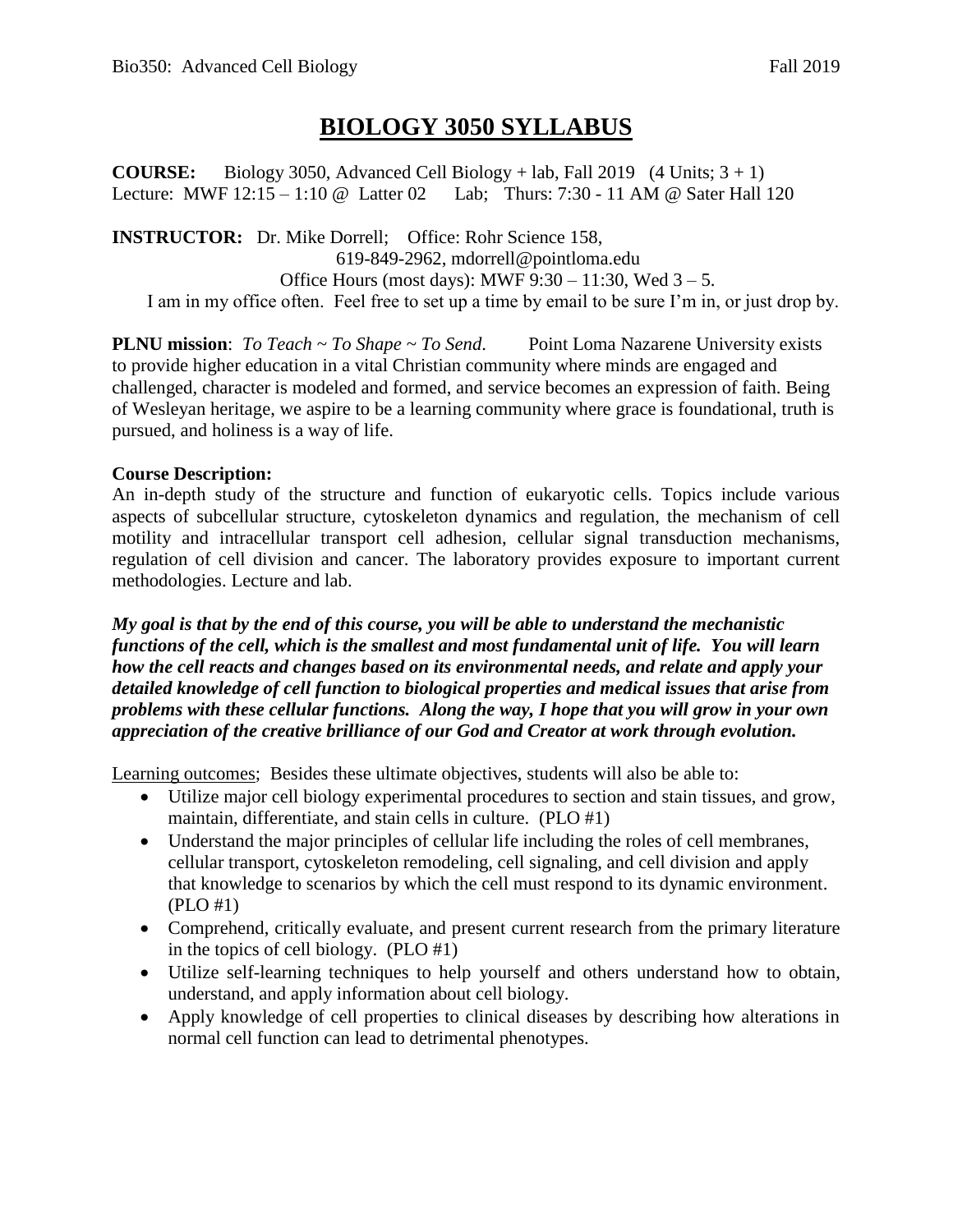# BIOLOGY 3050 SYLLABUS

**COURSE:** Biology 3050, Advanced Cell Biology + lab, Fall 2019 (4 Units; 3 + 1)
Lecture: MWF 12:15 – 1:10 @ Latter 02 Lab; Thurs: 7:30 - 11 AM @ Sater Hall 120

**INSTRUCTOR:** Dr. Mike Dorrell; Office: Rohr Science 158,
619-849-2962, mdorrell@pointloma.edu
Office Hours (most days): MWF 9:30 – 11:30, Wed 3 – 5.
I am in my office often. Feel free to set up a time by email to be sure I'm in, or just drop by.

**PLNU mission**: *To Teach ~ To Shape ~ To Send.* Point Loma Nazarene University exists to provide higher education in a vital Christian community where minds are engaged and challenged, character is modeled and formed, and service becomes an expression of faith. Being of Wesleyan heritage, we aspire to be a learning community where grace is foundational, truth is pursued, and holiness is a way of life.

**Course Description:**
An in-depth study of the structure and function of eukaryotic cells. Topics include various aspects of subcellular structure, cytoskeleton dynamics and regulation, the mechanism of cell motility and intracellular transport cell adhesion, cellular signal transduction mechanisms, regulation of cell division and cancer. The laboratory provides exposure to important current methodologies. Lecture and lab.

***My goal is that by the end of this course, you will be able to understand the mechanistic functions of the cell, which is the smallest and most fundamental unit of life. You will learn how the cell reacts and changes based on its environmental needs, and relate and apply your detailed knowledge of cell function to biological properties and medical issues that arise from problems with these cellular functions. Along the way, I hope that you will grow in your own appreciation of the creative brilliance of our God and Creator at work through evolution.***

<u>Learning outcomes</u>; Besides these ultimate objectives, students will also be able to:

- Utilize major cell biology experimental procedures to section and stain tissues, and grow, maintain, differentiate, and stain cells in culture. (PLO #1)
- Understand the major principles of cellular life including the roles of cell membranes, cellular transport, cytoskeleton remodeling, cell signaling, and cell division and apply that knowledge to scenarios by which the cell must respond to its dynamic environment. (PLO #1)
- Comprehend, critically evaluate, and present current research from the primary literature in the topics of cell biology. (PLO #1)
- Utilize self-learning techniques to help yourself and others understand how to obtain, understand, and apply information about cell biology.
- Apply knowledge of cell properties to clinical diseases by describing how alterations in normal cell function can lead to detrimental phenotypes.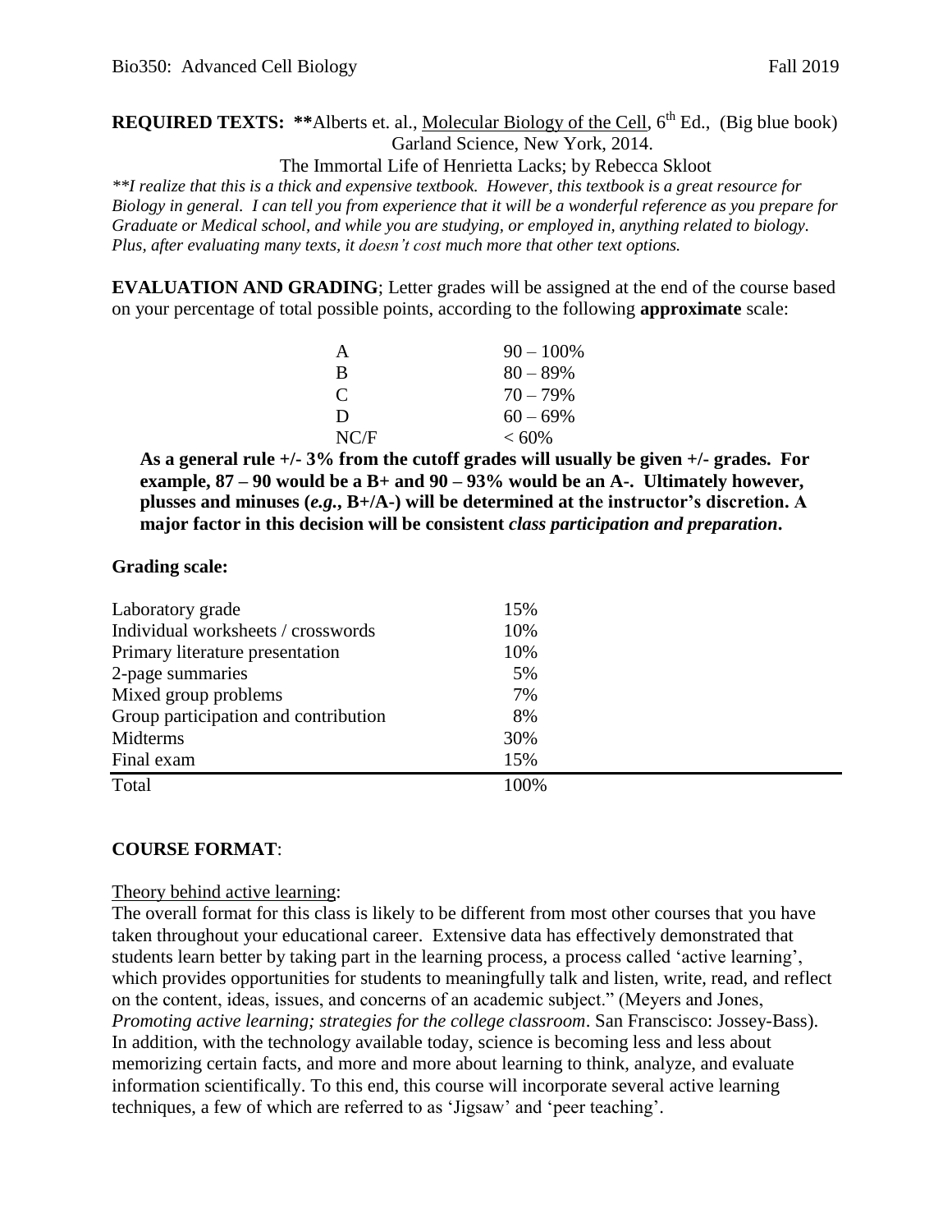**REQUIRED TEXTS:** **Alberts et. al., Molecular Biology of the Cell, 6th Ed., (Big blue book) Garland Science, New York, 2014.

The Immortal Life of Henrietta Lacks; by Rebecca Skloot

*\*\*I realize that this is a thick and expensive textbook. However, this textbook is a great resource for Biology in general. I can tell you from experience that it will be a wonderful reference as you prepare for Graduate or Medical school, and while you are studying, or employed in, anything related to biology. Plus, after evaluating many texts, it doesn't cost much more that other text options.*

**EVALUATION AND GRADING**; Letter grades will be assigned at the end of the course based on your percentage of total possible points, according to the following **approximate** scale:

| | |
|---|---|
| A | 90 – 100% |
| B | 80 – 89% |
| C | 70 – 79% |
| D | 60 – 69% |
| NC/F | < 60% |

**As a general rule +/- 3% from the cutoff grades will usually be given +/- grades. For example, 87 – 90 would be a B+ and 90 – 93% would be an A-. Ultimately however, plusses and minuses (*e.g.*, B+/A-) will be determined at the instructor's discretion. A major factor in this decision will be consistent *class participation and preparation*.**

**Grading scale:**

| | |
|---|---|
| Laboratory grade | 15% |
| Individual worksheets / crosswords | 10% |
| Primary literature presentation | 10% |
| 2-page summaries | 5% |
| Mixed group problems | 7% |
| Group participation and contribution | 8% |
| Midterms | 30% |
| Final exam | 15% |
| Total | 100% |

**COURSE FORMAT**:

Theory behind active learning:

The overall format for this class is likely to be different from most other courses that you have taken throughout your educational career. Extensive data has effectively demonstrated that students learn better by taking part in the learning process, a process called 'active learning', which provides opportunities for students to meaningfully talk and listen, write, read, and reflect on the content, ideas, issues, and concerns of an academic subject." (Meyers and Jones, *Promoting active learning; strategies for the college classroom*. San Franscisco: Jossey-Bass). In addition, with the technology available today, science is becoming less and less about memorizing certain facts, and more and more about learning to think, analyze, and evaluate information scientifically. To this end, this course will incorporate several active learning techniques, a few of which are referred to as 'Jigsaw' and 'peer teaching'.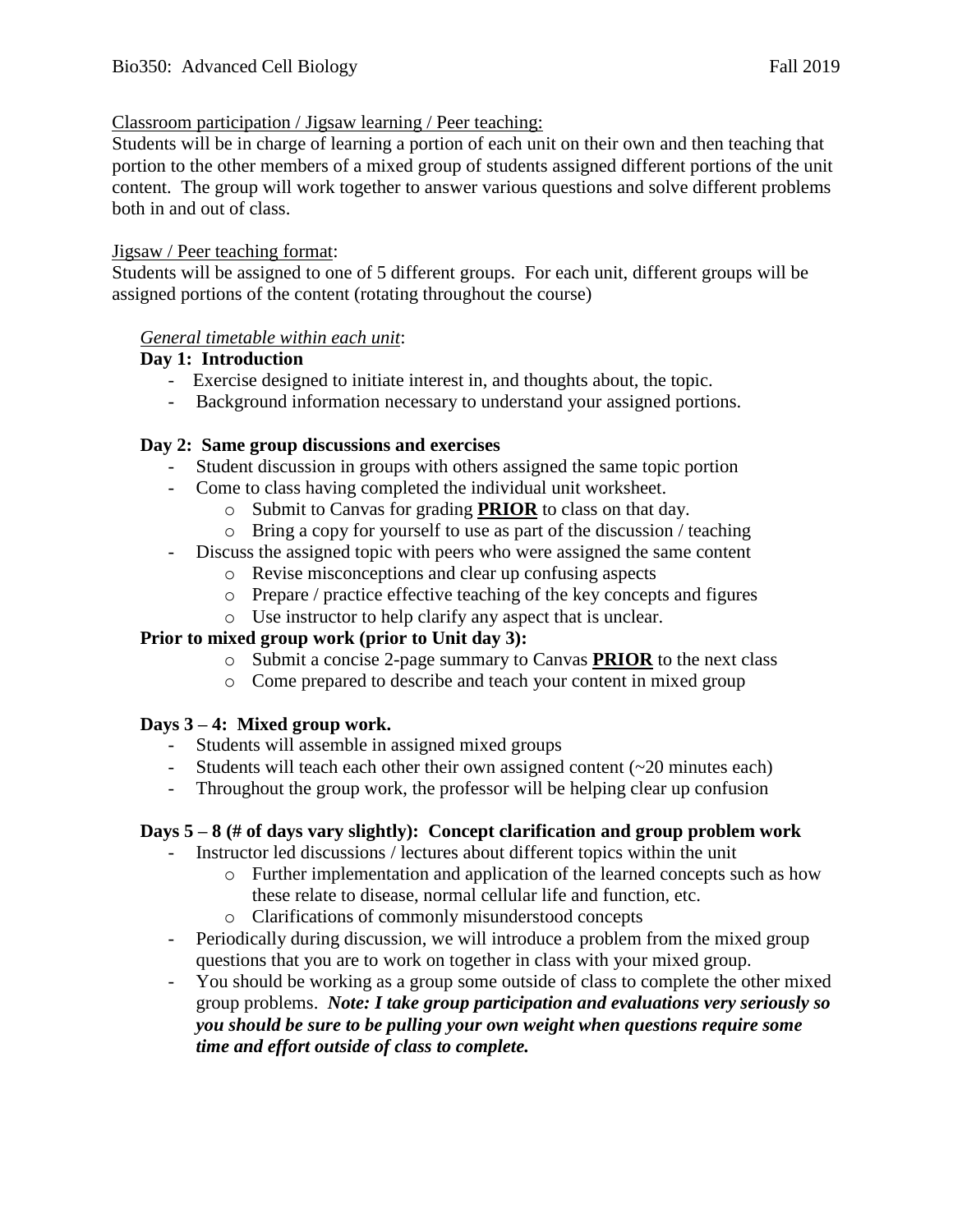Classroom participation / Jigsaw learning / Peer teaching:

Students will be in charge of learning a portion of each unit on their own and then teaching that portion to the other members of a mixed group of students assigned different portions of the unit content. The group will work together to answer various questions and solve different problems both in and out of class.

Jigsaw / Peer teaching format:

Students will be assigned to one of 5 different groups. For each unit, different groups will be assigned portions of the content (rotating throughout the course)

*General timetable within each unit*:

**Day 1: Introduction**

- Exercise designed to initiate interest in, and thoughts about, the topic.
- Background information necessary to understand your assigned portions.

**Day 2: Same group discussions and exercises**

- Student discussion in groups with others assigned the same topic portion
- Come to class having completed the individual unit worksheet.
  - Submit to Canvas for grading **PRIOR** to class on that day.
  - Bring a copy for yourself to use as part of the discussion / teaching
- Discuss the assigned topic with peers who were assigned the same content
  - Revise misconceptions and clear up confusing aspects
  - Prepare / practice effective teaching of the key concepts and figures
  - Use instructor to help clarify any aspect that is unclear.

**Prior to mixed group work (prior to Unit day 3):**

- Submit a concise 2-page summary to Canvas **PRIOR** to the next class
- Come prepared to describe and teach your content in mixed group

**Days 3 – 4: Mixed group work.**

- Students will assemble in assigned mixed groups
- Students will teach each other their own assigned content (~20 minutes each)
- Throughout the group work, the professor will be helping clear up confusion

**Days 5 – 8 (# of days vary slightly): Concept clarification and group problem work**

- Instructor led discussions / lectures about different topics within the unit
  - Further implementation and application of the learned concepts such as how these relate to disease, normal cellular life and function, etc.
  - Clarifications of commonly misunderstood concepts
- Periodically during discussion, we will introduce a problem from the mixed group questions that you are to work on together in class with your mixed group.
- You should be working as a group some outside of class to complete the other mixed group problems. ***Note: I take group participation and evaluations very seriously so you should be sure to be pulling your own weight when questions require some time and effort outside of class to complete.***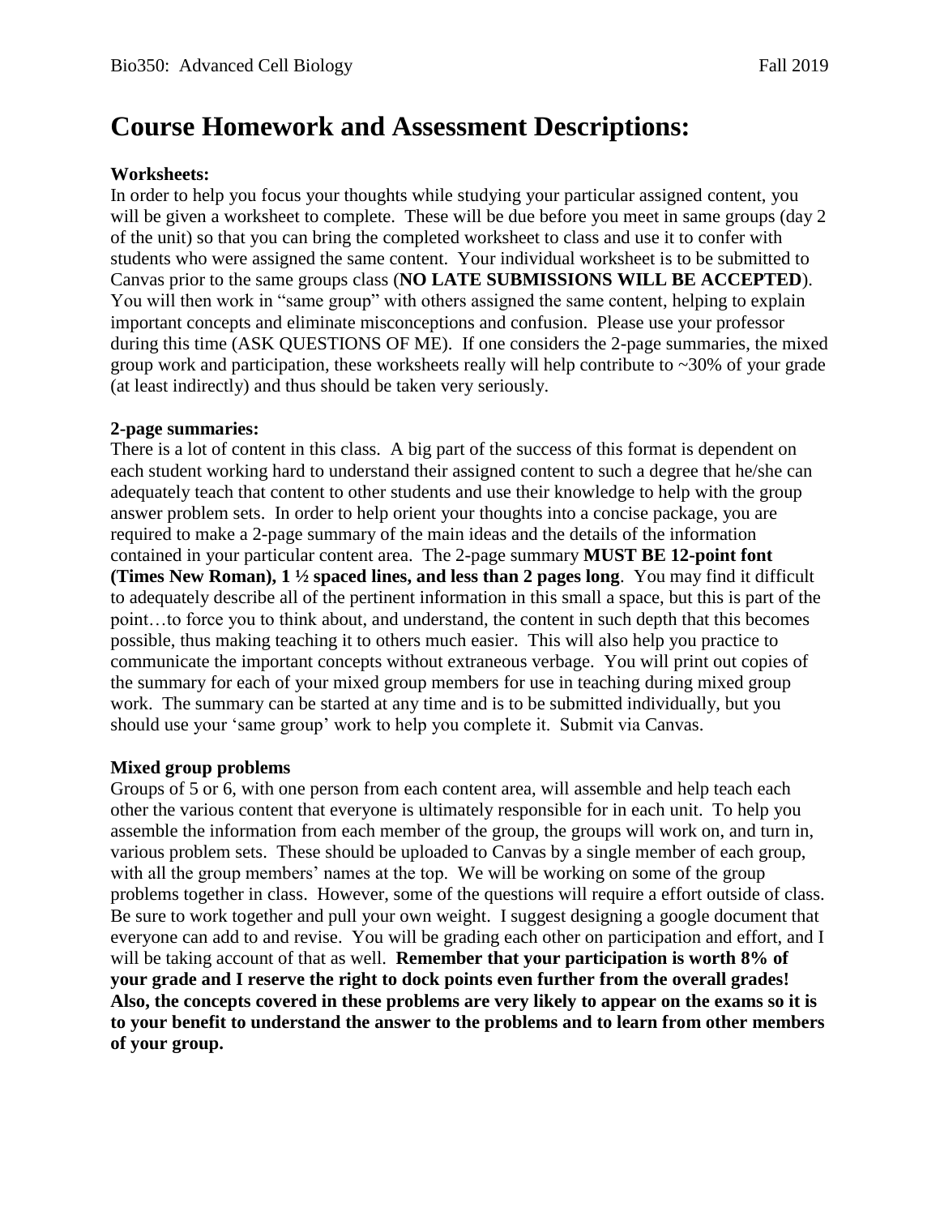# Course Homework and Assessment Descriptions:

**Worksheets:**

In order to help you focus your thoughts while studying your particular assigned content, you will be given a worksheet to complete. These will be due before you meet in same groups (day 2 of the unit) so that you can bring the completed worksheet to class and use it to confer with students who were assigned the same content. Your individual worksheet is to be submitted to Canvas prior to the same groups class (**NO LATE SUBMISSIONS WILL BE ACCEPTED**). You will then work in "same group" with others assigned the same content, helping to explain important concepts and eliminate misconceptions and confusion. Please use your professor during this time (ASK QUESTIONS OF ME). If one considers the 2-page summaries, the mixed group work and participation, these worksheets really will help contribute to ~30% of your grade (at least indirectly) and thus should be taken very seriously.

**2-page summaries:**

There is a lot of content in this class. A big part of the success of this format is dependent on each student working hard to understand their assigned content to such a degree that he/she can adequately teach that content to other students and use their knowledge to help with the group answer problem sets. In order to help orient your thoughts into a concise package, you are required to make a 2-page summary of the main ideas and the details of the information contained in your particular content area. The 2-page summary **MUST BE 12-point font (Times New Roman), 1 ½ spaced lines, and less than 2 pages long**. You may find it difficult to adequately describe all of the pertinent information in this small a space, but this is part of the point…to force you to think about, and understand, the content in such depth that this becomes possible, thus making teaching it to others much easier. This will also help you practice to communicate the important concepts without extraneous verbage. You will print out copies of the summary for each of your mixed group members for use in teaching during mixed group work. The summary can be started at any time and is to be submitted individually, but you should use your 'same group' work to help you complete it. Submit via Canvas.

**Mixed group problems**

Groups of 5 or 6, with one person from each content area, will assemble and help teach each other the various content that everyone is ultimately responsible for in each unit. To help you assemble the information from each member of the group, the groups will work on, and turn in, various problem sets. These should be uploaded to Canvas by a single member of each group, with all the group members' names at the top. We will be working on some of the group problems together in class. However, some of the questions will require a effort outside of class. Be sure to work together and pull your own weight. I suggest designing a google document that everyone can add to and revise. You will be grading each other on participation and effort, and I will be taking account of that as well. **Remember that your participation is worth 8% of your grade and I reserve the right to dock points even further from the overall grades! Also, the concepts covered in these problems are very likely to appear on the exams so it is to your benefit to understand the answer to the problems and to learn from other members of your group.**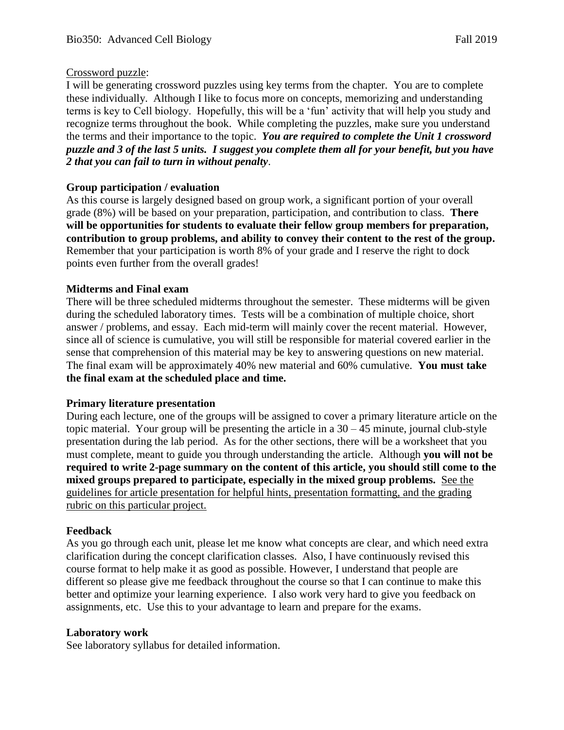<u>Crossword puzzle</u>:

I will be generating crossword puzzles using key terms from the chapter. You are to complete these individually. Although I like to focus more on concepts, memorizing and understanding terms is key to Cell biology. Hopefully, this will be a 'fun' activity that will help you study and recognize terms throughout the book. While completing the puzzles, make sure you understand the terms and their importance to the topic. ***You are required to complete the Unit 1 crossword puzzle and 3 of the last 5 units. I suggest you complete them all for your benefit, but you have 2 that you can fail to turn in without penalty***.

**Group participation / evaluation**

As this course is largely designed based on group work, a significant portion of your overall grade (8%) will be based on your preparation, participation, and contribution to class. **There will be opportunities for students to evaluate their fellow group members for preparation, contribution to group problems, and ability to convey their content to the rest of the group.** Remember that your participation is worth 8% of your grade and I reserve the right to dock points even further from the overall grades!

**Midterms and Final exam**

There will be three scheduled midterms throughout the semester. These midterms will be given during the scheduled laboratory times. Tests will be a combination of multiple choice, short answer / problems, and essay. Each mid-term will mainly cover the recent material. However, since all of science is cumulative, you will still be responsible for material covered earlier in the sense that comprehension of this material may be key to answering questions on new material. The final exam will be approximately 40% new material and 60% cumulative. **You must take the final exam at the scheduled place and time.**

**Primary literature presentation**

During each lecture, one of the groups will be assigned to cover a primary literature article on the topic material. Your group will be presenting the article in a 30 – 45 minute, journal club-style presentation during the lab period. As for the other sections, there will be a worksheet that you must complete, meant to guide you through understanding the article. Although **you will not be required to write 2-page summary on the content of this article, you should still come to the mixed groups prepared to participate, especially in the mixed group problems.** <u>See the guidelines for article presentation for helpful hints, presentation formatting, and the grading rubric on this particular project.</u>

**Feedback**

As you go through each unit, please let me know what concepts are clear, and which need extra clarification during the concept clarification classes. Also, I have continuously revised this course format to help make it as good as possible. However, I understand that people are different so please give me feedback throughout the course so that I can continue to make this better and optimize your learning experience. I also work very hard to give you feedback on assignments, etc. Use this to your advantage to learn and prepare for the exams.

**Laboratory work**

See laboratory syllabus for detailed information.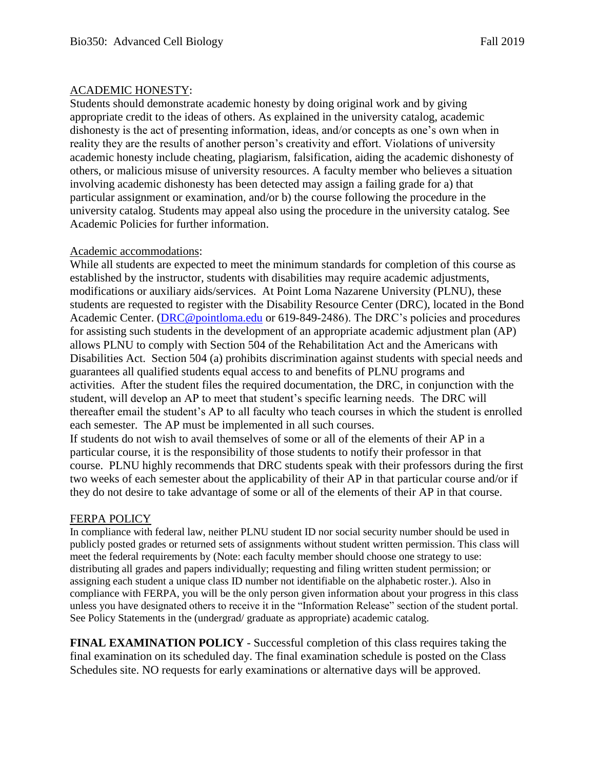## ACADEMIC HONESTY:

Students should demonstrate academic honesty by doing original work and by giving appropriate credit to the ideas of others. As explained in the university catalog, academic dishonesty is the act of presenting information, ideas, and/or concepts as one's own when in reality they are the results of another person's creativity and effort. Violations of university academic honesty include cheating, plagiarism, falsification, aiding the academic dishonesty of others, or malicious misuse of university resources. A faculty member who believes a situation involving academic dishonesty has been detected may assign a failing grade for a) that particular assignment or examination, and/or b) the course following the procedure in the university catalog. Students may appeal also using the procedure in the university catalog. See Academic Policies for further information.

## Academic accommodations:

While all students are expected to meet the minimum standards for completion of this course as established by the instructor, students with disabilities may require academic adjustments, modifications or auxiliary aids/services. At Point Loma Nazarene University (PLNU), these students are requested to register with the Disability Resource Center (DRC), located in the Bond Academic Center. (DRC@pointloma.edu or 619-849-2486). The DRC's policies and procedures for assisting such students in the development of an appropriate academic adjustment plan (AP) allows PLNU to comply with Section 504 of the Rehabilitation Act and the Americans with Disabilities Act. Section 504 (a) prohibits discrimination against students with special needs and guarantees all qualified students equal access to and benefits of PLNU programs and activities. After the student files the required documentation, the DRC, in conjunction with the student, will develop an AP to meet that student's specific learning needs. The DRC will thereafter email the student's AP to all faculty who teach courses in which the student is enrolled each semester. The AP must be implemented in all such courses.

If students do not wish to avail themselves of some or all of the elements of their AP in a particular course, it is the responsibility of those students to notify their professor in that course. PLNU highly recommends that DRC students speak with their professors during the first two weeks of each semester about the applicability of their AP in that particular course and/or if they do not desire to take advantage of some or all of the elements of their AP in that course.

## FERPA POLICY

In compliance with federal law, neither PLNU student ID nor social security number should be used in publicly posted grades or returned sets of assignments without student written permission. This class will meet the federal requirements by (Note: each faculty member should choose one strategy to use: distributing all grades and papers individually; requesting and filing written student permission; or assigning each student a unique class ID number not identifiable on the alphabetic roster.). Also in compliance with FERPA, you will be the only person given information about your progress in this class unless you have designated others to receive it in the "Information Release" section of the student portal. See Policy Statements in the (undergrad/ graduate as appropriate) academic catalog.

**FINAL EXAMINATION POLICY** - Successful completion of this class requires taking the final examination on its scheduled day. The final examination schedule is posted on the Class Schedules site. NO requests for early examinations or alternative days will be approved.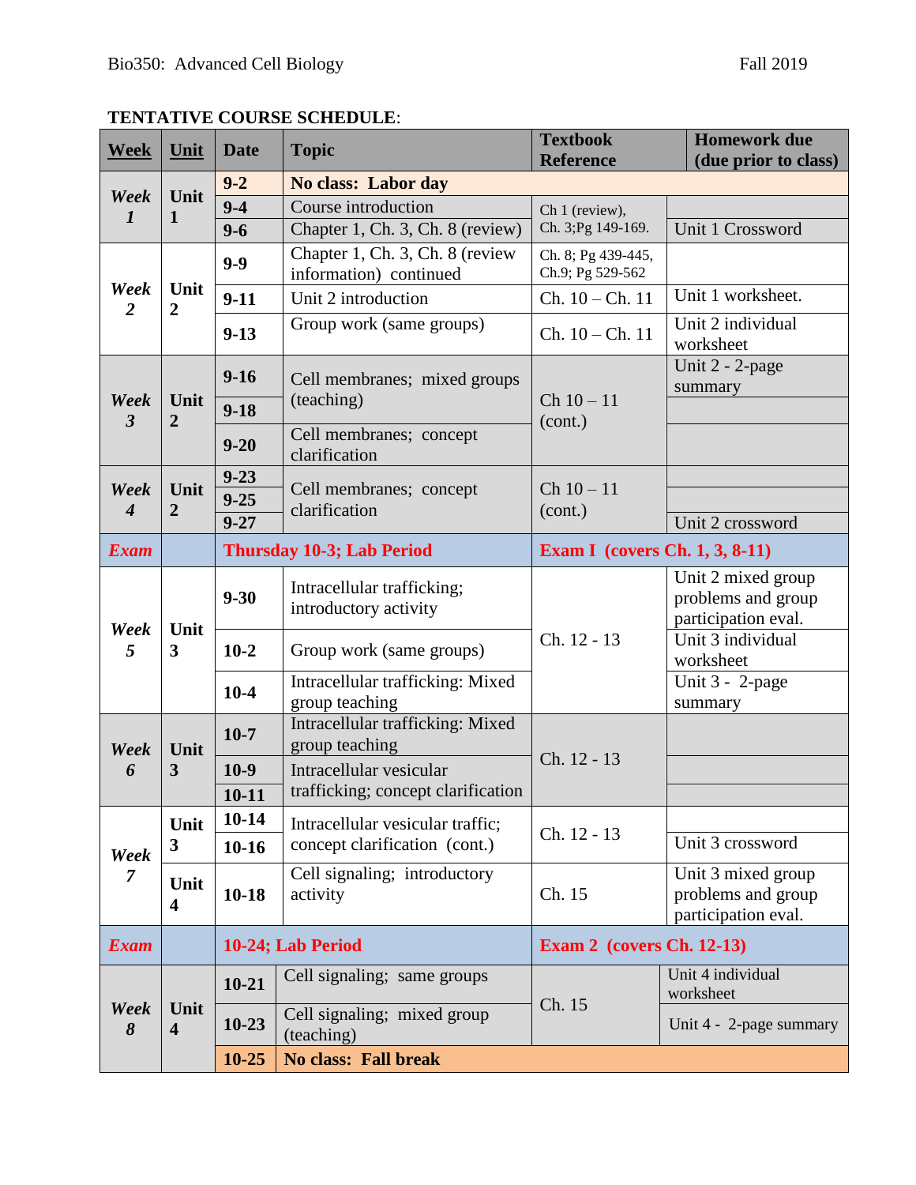Bio350: Advanced Cell Biology Fall 2019

**TENTATIVE COURSE SCHEDULE**:

| Week | Unit | Date | Topic | Textbook Reference | Homework due (due prior to class) |
|---|---|---|---|---|---|
| *Week 1* | Unit 1 | 9-2 | **No class: Labor day** | | |
| | | 9-4 | Course introduction | Ch 1 (review), Ch. 3;Pg 149-169. | |
| | | 9-6 | Chapter 1, Ch. 3, Ch. 8 (review) | | Unit 1 Crossword |
| *Week 2* | Unit 2 | 9-9 | Chapter 1, Ch. 3, Ch. 8 (review information) continued | Ch. 8; Pg 439-445, Ch.9; Pg 529-562 | |
| | | 9-11 | Unit 2 introduction | Ch. 10 – Ch. 11 | Unit 1 worksheet. |
| | | 9-13 | Group work (same groups) | Ch. 10 – Ch. 11 | Unit 2 individual worksheet |
| *Week 3* | Unit 2 | 9-16 | Cell membranes; mixed groups (teaching) | Ch 10 – 11 (cont.) | Unit 2 - 2-page summary |
| | | 9-18 | | | |
| | | 9-20 | Cell membranes; concept clarification | | |
| *Week 4* | Unit 2 | 9-23 | Cell membranes; concept clarification | Ch 10 – 11 (cont.) | |
| | | 9-25 | | | |
| | | 9-27 | | | Unit 2 crossword |
| ***Exam*** | | **Thursday 10-3; Lab Period** | | **Exam I (covers Ch. 1, 3, 8-11)** | |
| *Week 5* | Unit 3 | 9-30 | Intracellular trafficking; introductory activity | Ch. 12 - 13 | Unit 2 mixed group problems and group participation eval. |
| | | 10-2 | Group work (same groups) | | Unit 3 individual worksheet |
| | | 10-4 | Intracellular trafficking: Mixed group teaching | | Unit 3 - 2-page summary |
| *Week 6* | Unit 3 | 10-7 | Intracellular trafficking: Mixed group teaching | Ch. 12 - 13 | |
| | | 10-9 | Intracellular vesicular trafficking; concept clarification | | |
| | | 10-11 | | | |
| *Week 7* | Unit 3 | 10-14 | Intracellular vesicular traffic; concept clarification (cont.) | Ch. 12 - 13 | |
| | | 10-16 | | | Unit 3 crossword |
| | Unit 4 | 10-18 | Cell signaling; introductory activity | Ch. 15 | Unit 3 mixed group problems and group participation eval. |
| ***Exam*** | | **10-24; Lab Period** | | **Exam 2 (covers Ch. 12-13)** | |
| *Week 8* | Unit 4 | 10-21 | Cell signaling; same groups | Ch. 15 | Unit 4 individual worksheet |
| | | 10-23 | Cell signaling; mixed group (teaching) | | Unit 4 - 2-page summary |
| | | 10-25 | **No class: Fall break** | | |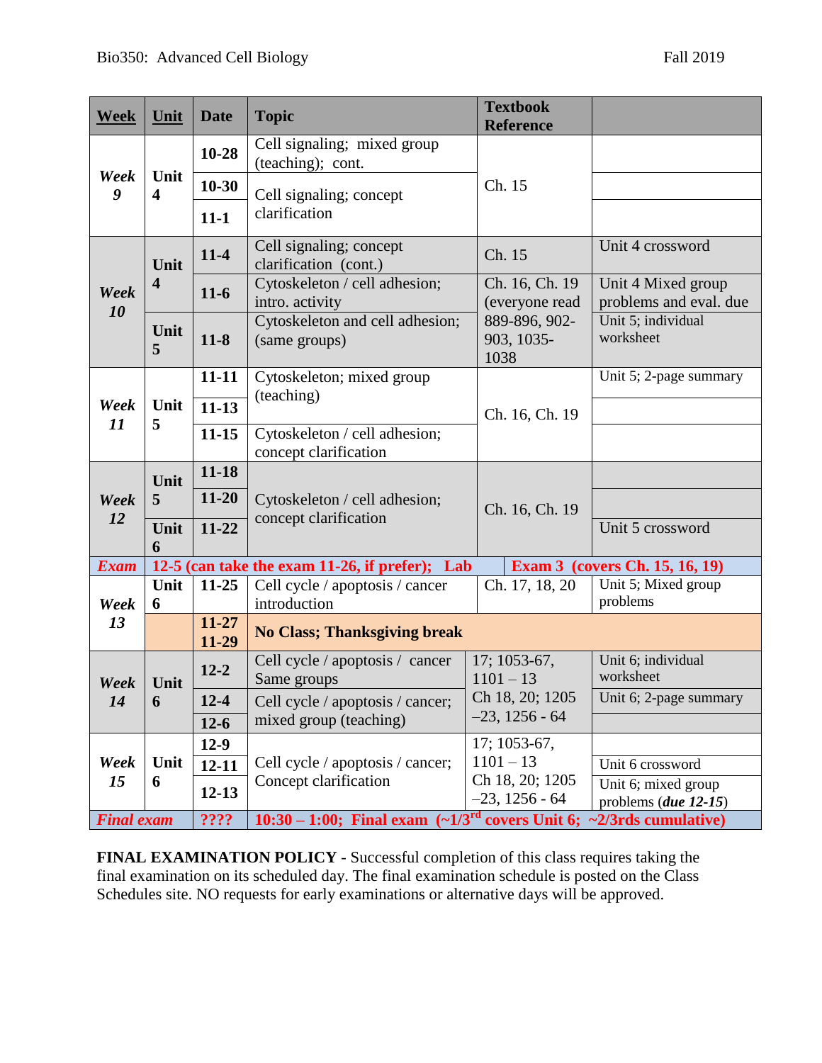| Week | Unit | Date | Topic | Textbook Reference | |
|---|---|---|---|---|---|
| *Week 9* | Unit 4 | 10-28 | Cell signaling; mixed group (teaching); cont. | Ch. 15 | |
| | | 10-30 | Cell signaling; concept clarification | | |
| | | 11-1 | | | |
| *Week 10* | Unit 4 | 11-4 | Cell signaling; concept clarification (cont.) | Ch. 15 | Unit 4 crossword |
| | | 11-6 | Cytoskeleton / cell adhesion; intro. activity | Ch. 16, Ch. 19 (everyone read 889-896, 902-903, 1035-1038 | Unit 4 Mixed group problems and eval. due |
| | Unit 5 | 11-8 | Cytoskeleton and cell adhesion; (same groups) | | Unit 5; individual worksheet |
| *Week 11* | Unit 5 | 11-11 | Cytoskeleton; mixed group (teaching) | Ch. 16, Ch. 19 | Unit 5; 2-page summary |
| | | 11-13 | | | |
| | | 11-15 | Cytoskeleton / cell adhesion; concept clarification | | |
| *Week 12* | Unit 5 | 11-18 | Cytoskeleton / cell adhesion; concept clarification | Ch. 16, Ch. 19 | |
| | | 11-20 | | | |
| | Unit 6 | 11-22 | | | Unit 5 crossword |
| ***Exam*** | **12-5 (can take the exam 11-26, if prefer); Lab** | | | **Exam 3 (covers Ch. 15, 16, 19)** | |
| *Week 13* | Unit 6 | 11-25 | Cell cycle / apoptosis / cancer introduction | Ch. 17, 18, 20 | Unit 5; Mixed group problems |
| | | 11-27 11-29 | **No Class; Thanksgiving break** | | |
| *Week 14* | Unit 6 | 12-2 | Cell cycle / apoptosis / cancer Same groups | 17; 1053-67, 1101 – 13 Ch 18, 20; 1205 –23, 1256 - 64 | Unit 6; individual worksheet |
| | | 12-4 | Cell cycle / apoptosis / cancer; mixed group (teaching) | | Unit 6; 2-page summary |
| | | 12-6 | | | |
| *Week 15* | Unit 6 | 12-9 | Cell cycle / apoptosis / cancer; Concept clarification | 17; 1053-67, 1101 – 13 Ch 18, 20; 1205 –23, 1256 - 64 | |
| | | 12-11 | | | Unit 6 crossword |
| | | 12-13 | | | Unit 6; mixed group problems (***due 12-15***) |
| ***Final exam*** | | **????** | **10:30 – 1:00; Final exam (~1/3rd covers Unit 6; ~2/3rds cumulative)** | | |

**FINAL EXAMINATION POLICY** - Successful completion of this class requires taking the final examination on its scheduled day. The final examination schedule is posted on the Class Schedules site. NO requests for early examinations or alternative days will be approved.